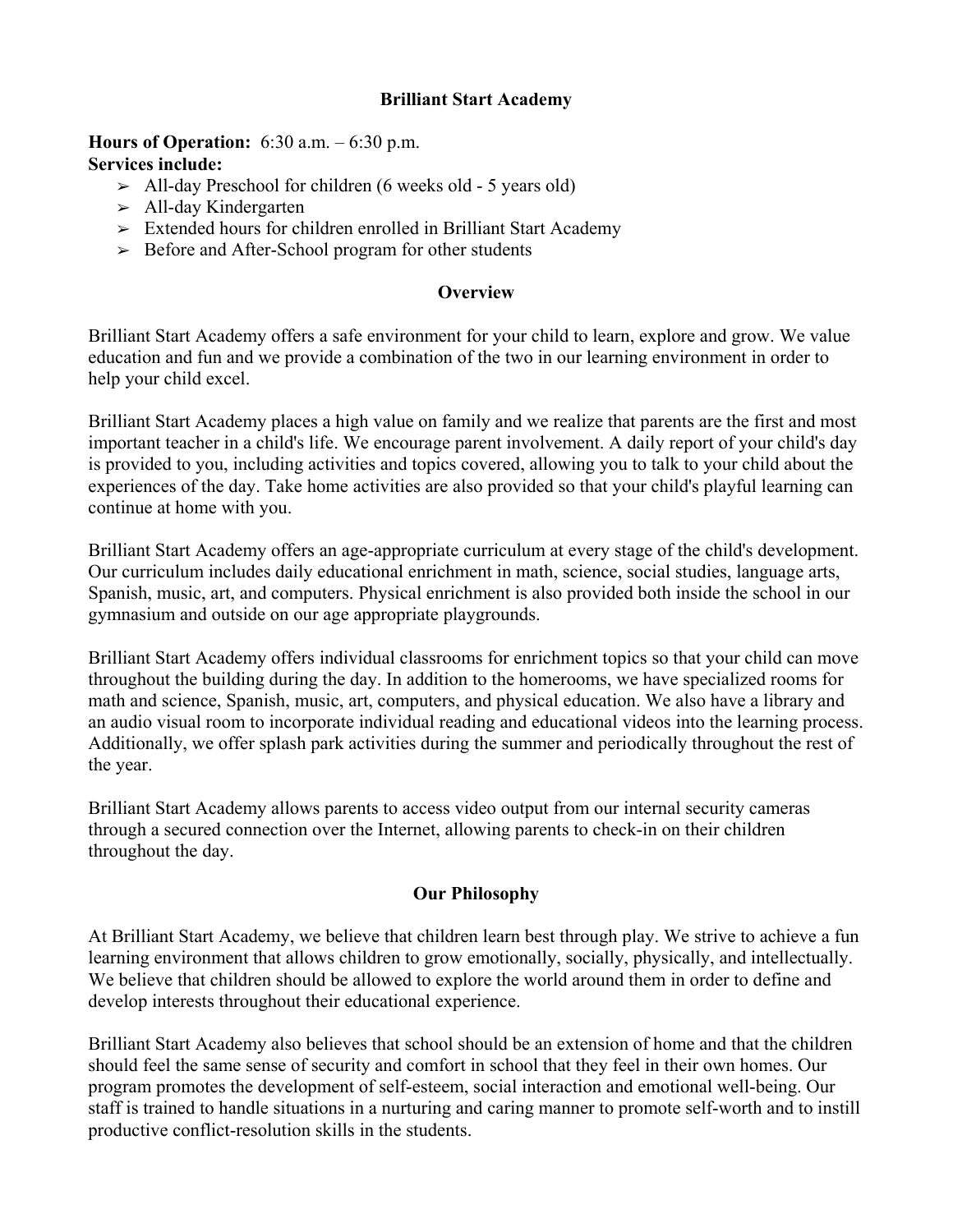# Brilliant Start Academy

**Hours of Operation:** 6:30 a.m. – 6:30 p.m.

**Services include:**

- All-day Preschool for children (6 weeks old - 5 years old)
- All-day Kindergarten
- Extended hours for children enrolled in Brilliant Start Academy
- Before and After-School program for other students

## Overview

Brilliant Start Academy offers a safe environment for your child to learn, explore and grow. We value education and fun and we provide a combination of the two in our learning environment in order to help your child excel.

Brilliant Start Academy places a high value on family and we realize that parents are the first and most important teacher in a child's life. We encourage parent involvement. A daily report of your child's day is provided to you, including activities and topics covered, allowing you to talk to your child about the experiences of the day. Take home activities are also provided so that your child's playful learning can continue at home with you.

Brilliant Start Academy offers an age-appropriate curriculum at every stage of the child's development. Our curriculum includes daily educational enrichment in math, science, social studies, language arts, Spanish, music, art, and computers. Physical enrichment is also provided both inside the school in our gymnasium and outside on our age appropriate playgrounds.

Brilliant Start Academy offers individual classrooms for enrichment topics so that your child can move throughout the building during the day. In addition to the homerooms, we have specialized rooms for math and science, Spanish, music, art, computers, and physical education. We also have a library and an audio visual room to incorporate individual reading and educational videos into the learning process. Additionally, we offer splash park activities during the summer and periodically throughout the rest of the year.

Brilliant Start Academy allows parents to access video output from our internal security cameras through a secured connection over the Internet, allowing parents to check-in on their children throughout the day.

## Our Philosophy

At Brilliant Start Academy, we believe that children learn best through play. We strive to achieve a fun learning environment that allows children to grow emotionally, socially, physically, and intellectually. We believe that children should be allowed to explore the world around them in order to define and develop interests throughout their educational experience.

Brilliant Start Academy also believes that school should be an extension of home and that the children should feel the same sense of security and comfort in school that they feel in their own homes. Our program promotes the development of self-esteem, social interaction and emotional well-being. Our staff is trained to handle situations in a nurturing and caring manner to promote self-worth and to instill productive conflict-resolution skills in the students.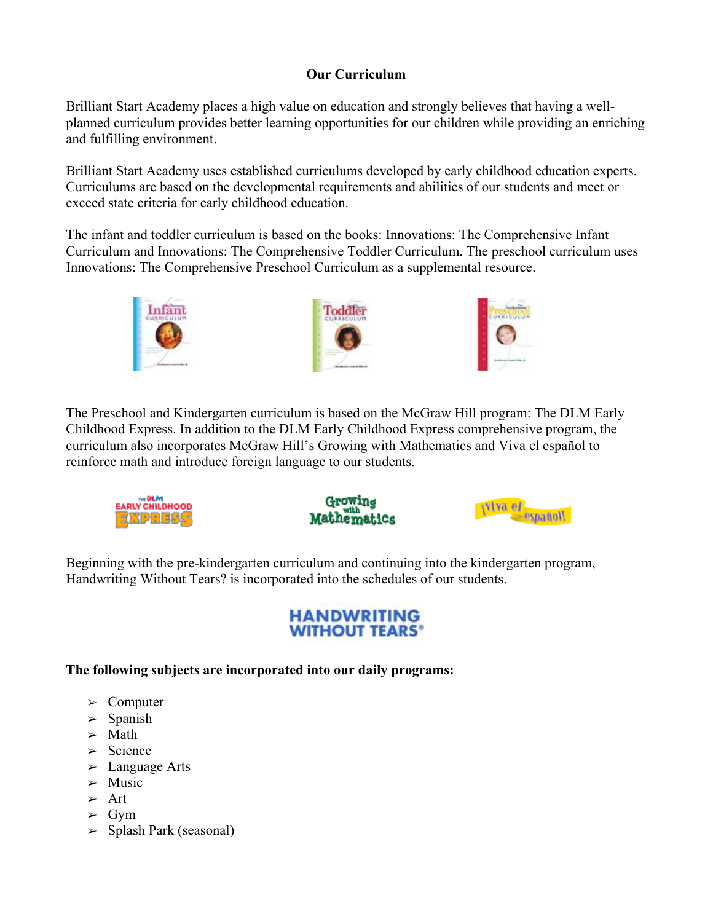## Our Curriculum

Brilliant Start Academy places a high value on education and strongly believes that having a well-planned curriculum provides better learning opportunities for our children while providing an enriching and fulfilling environment.

Brilliant Start Academy uses established curriculums developed by early childhood education experts. Curriculums are based on the developmental requirements and abilities of our students and meet or exceed state criteria for early childhood education.

The infant and toddler curriculum is based on the books: Innovations: The Comprehensive Infant Curriculum and Innovations: The Comprehensive Toddler Curriculum. The preschool curriculum uses Innovations: The Comprehensive Preschool Curriculum as a supplemental resource.

The Preschool and Kindergarten curriculum is based on the McGraw Hill program: The DLM Early Childhood Express. In addition to the DLM Early Childhood Express comprehensive program, the curriculum also incorporates McGraw Hill's Growing with Mathematics and Viva el español to reinforce math and introduce foreign language to our students.

Beginning with the pre-kindergarten curriculum and continuing into the kindergarten program, Handwriting Without Tears? is incorporated into the schedules of our students.

**The following subjects are incorporated into our daily programs:**

- Computer
- Spanish
- Math
- Science
- Language Arts
- Music
- Art
- Gym
- Splash Park (seasonal)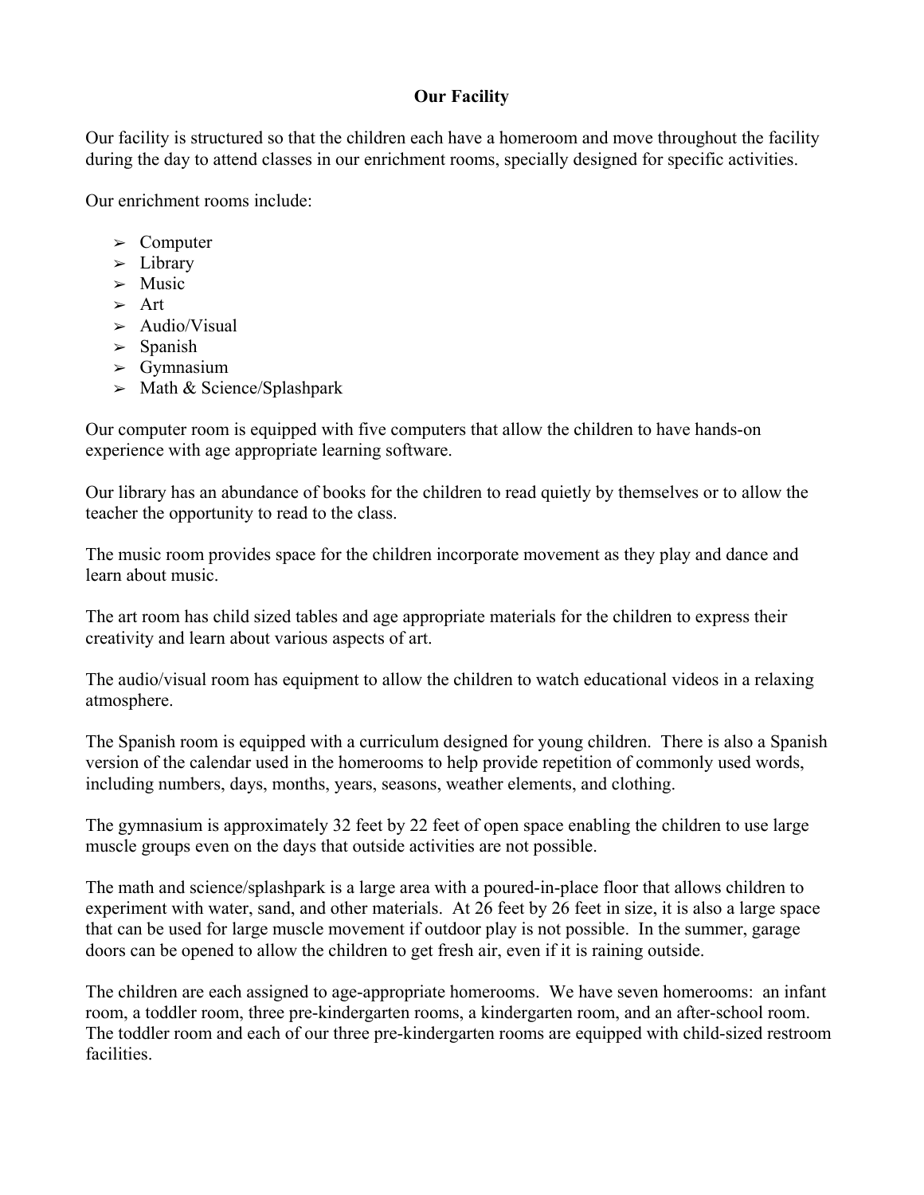# Our Facility

Our facility is structured so that the children each have a homeroom and move throughout the facility during the day to attend classes in our enrichment rooms, specially designed for specific activities.

Our enrichment rooms include:

- Computer
- Library
- Music
- Art
- Audio/Visual
- Spanish
- Gymnasium
- Math & Science/Splashpark

Our computer room is equipped with five computers that allow the children to have hands-on experience with age appropriate learning software.

Our library has an abundance of books for the children to read quietly by themselves or to allow the teacher the opportunity to read to the class.

The music room provides space for the children incorporate movement as they play and dance and learn about music.

The art room has child sized tables and age appropriate materials for the children to express their creativity and learn about various aspects of art.

The audio/visual room has equipment to allow the children to watch educational videos in a relaxing atmosphere.

The Spanish room is equipped with a curriculum designed for young children. There is also a Spanish version of the calendar used in the homerooms to help provide repetition of commonly used words, including numbers, days, months, years, seasons, weather elements, and clothing.

The gymnasium is approximately 32 feet by 22 feet of open space enabling the children to use large muscle groups even on the days that outside activities are not possible.

The math and science/splashpark is a large area with a poured-in-place floor that allows children to experiment with water, sand, and other materials. At 26 feet by 26 feet in size, it is also a large space that can be used for large muscle movement if outdoor play is not possible. In the summer, garage doors can be opened to allow the children to get fresh air, even if it is raining outside.

The children are each assigned to age-appropriate homerooms. We have seven homerooms: an infant room, a toddler room, three pre-kindergarten rooms, a kindergarten room, and an after-school room. The toddler room and each of our three pre-kindergarten rooms are equipped with child-sized restroom facilities.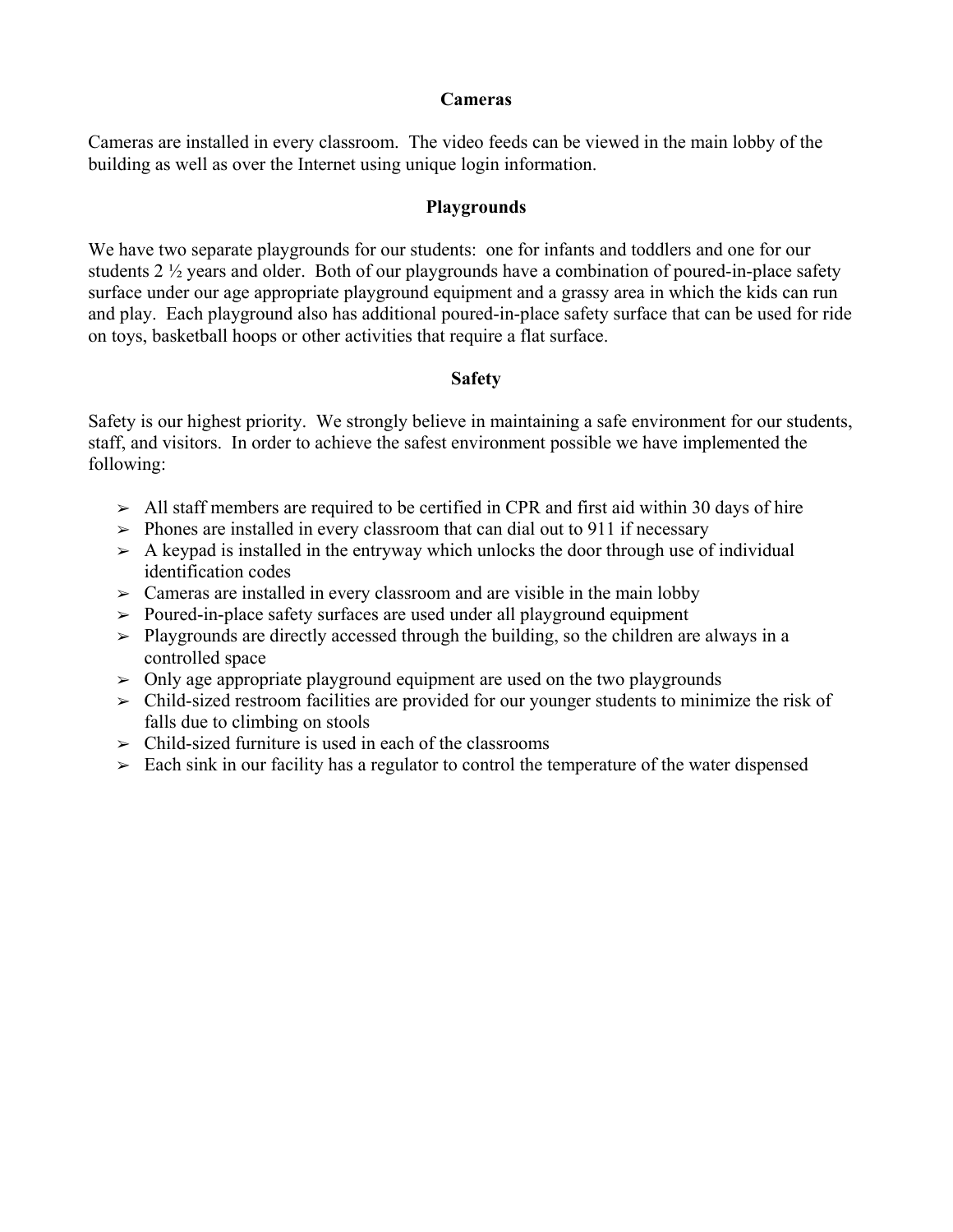## Cameras

Cameras are installed in every classroom. The video feeds can be viewed in the main lobby of the building as well as over the Internet using unique login information.

## Playgrounds

We have two separate playgrounds for our students: one for infants and toddlers and one for our students 2 ½ years and older. Both of our playgrounds have a combination of poured-in-place safety surface under our age appropriate playground equipment and a grassy area in which the kids can run and play. Each playground also has additional poured-in-place safety surface that can be used for ride on toys, basketball hoops or other activities that require a flat surface.

## Safety

Safety is our highest priority. We strongly believe in maintaining a safe environment for our students, staff, and visitors. In order to achieve the safest environment possible we have implemented the following:

- All staff members are required to be certified in CPR and first aid within 30 days of hire
- Phones are installed in every classroom that can dial out to 911 if necessary
- A keypad is installed in the entryway which unlocks the door through use of individual identification codes
- Cameras are installed in every classroom and are visible in the main lobby
- Poured-in-place safety surfaces are used under all playground equipment
- Playgrounds are directly accessed through the building, so the children are always in a controlled space
- Only age appropriate playground equipment are used on the two playgrounds
- Child-sized restroom facilities are provided for our younger students to minimize the risk of falls due to climbing on stools
- Child-sized furniture is used in each of the classrooms
- Each sink in our facility has a regulator to control the temperature of the water dispensed